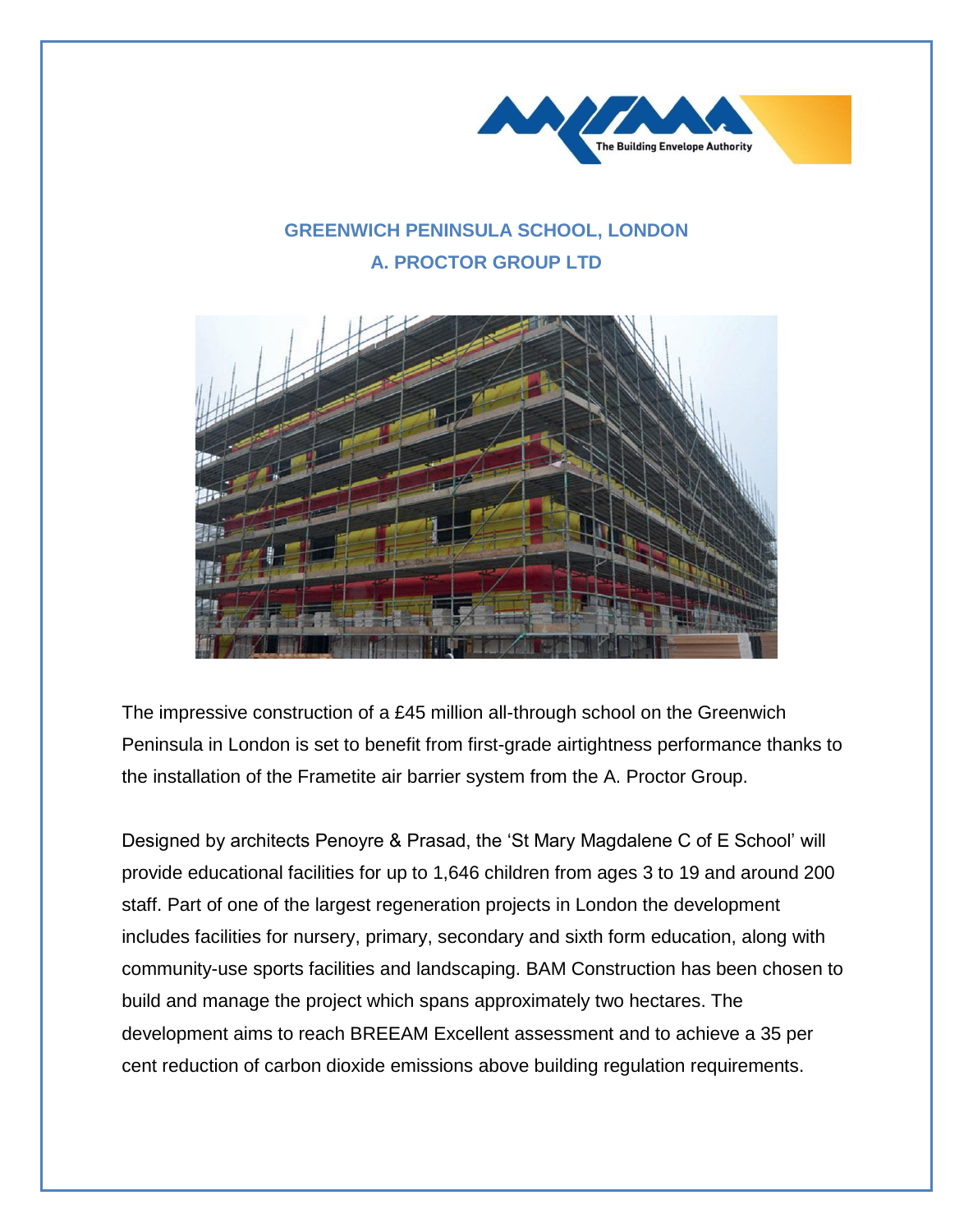# GREENWICH PENINSULA SCHOOL, LONDON

## A. PROCTOR GROUP LTD

The impressive construction of a £45 million all-through school on the Greenwich Peninsula in London is set to benefit from first-grade airtightness performance thanks to the installation of the Frametite air barrier system from the A. Proctor Group.

Designed by architects Penoyre & Prasad, the 'St Mary Magdalene C of E School' will provide educational facilities for up to 1,646 children from ages 3 to 19 and around 200 staff. Part of one of the largest regeneration projects in London the development includes facilities for nursery, primary, secondary and sixth form education, along with community-use sports facilities and landscaping. BAM Construction has been chosen to build and manage the project which spans approximately two hectares. The development aims to reach BREEAM Excellent assessment and to achieve a 35 per cent reduction of carbon dioxide emissions above building regulation requirements.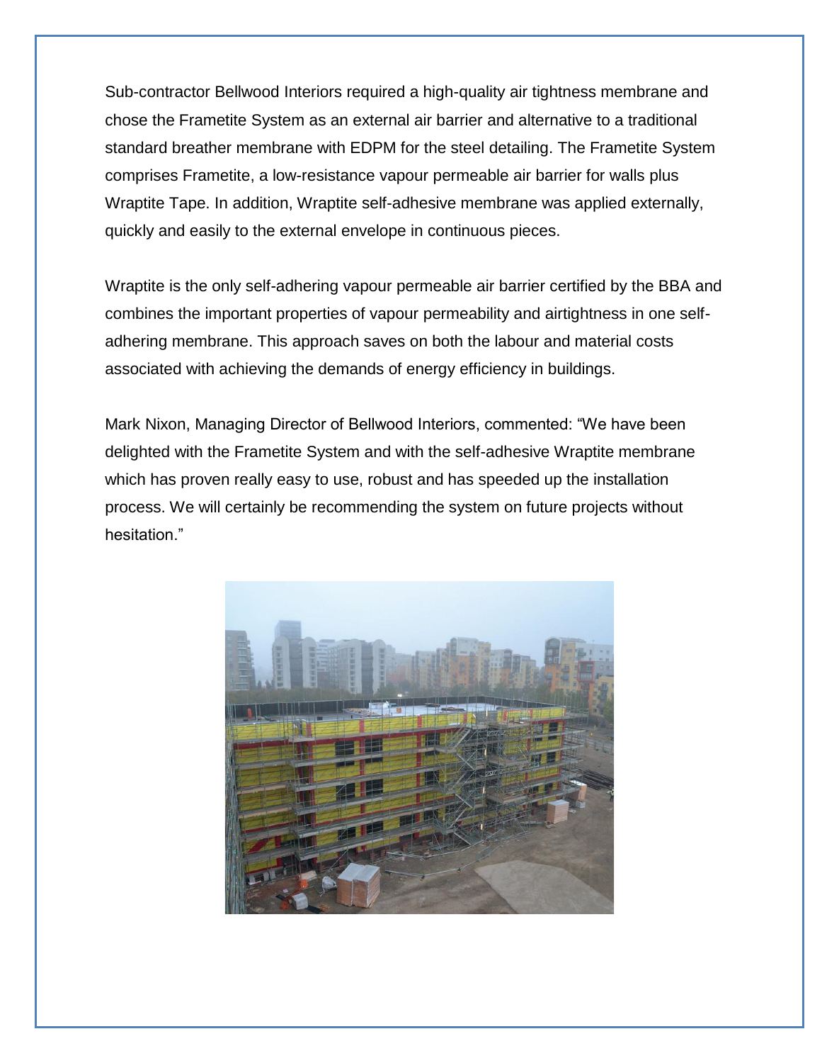Sub-contractor Bellwood Interiors required a high-quality air tightness membrane and chose the Frametite System as an external air barrier and alternative to a traditional standard breather membrane with EDPM for the steel detailing. The Frametite System comprises Frametite, a low-resistance vapour permeable air barrier for walls plus Wraptite Tape. In addition, Wraptite self-adhesive membrane was applied externally, quickly and easily to the external envelope in continuous pieces.

Wraptite is the only self-adhering vapour permeable air barrier certified by the BBA and combines the important properties of vapour permeability and airtightness in one self-adhering membrane. This approach saves on both the labour and material costs associated with achieving the demands of energy efficiency in buildings.

Mark Nixon, Managing Director of Bellwood Interiors, commented: "We have been delighted with the Frametite System and with the self-adhesive Wraptite membrane which has proven really easy to use, robust and has speeded up the installation process. We will certainly be recommending the system on future projects without hesitation."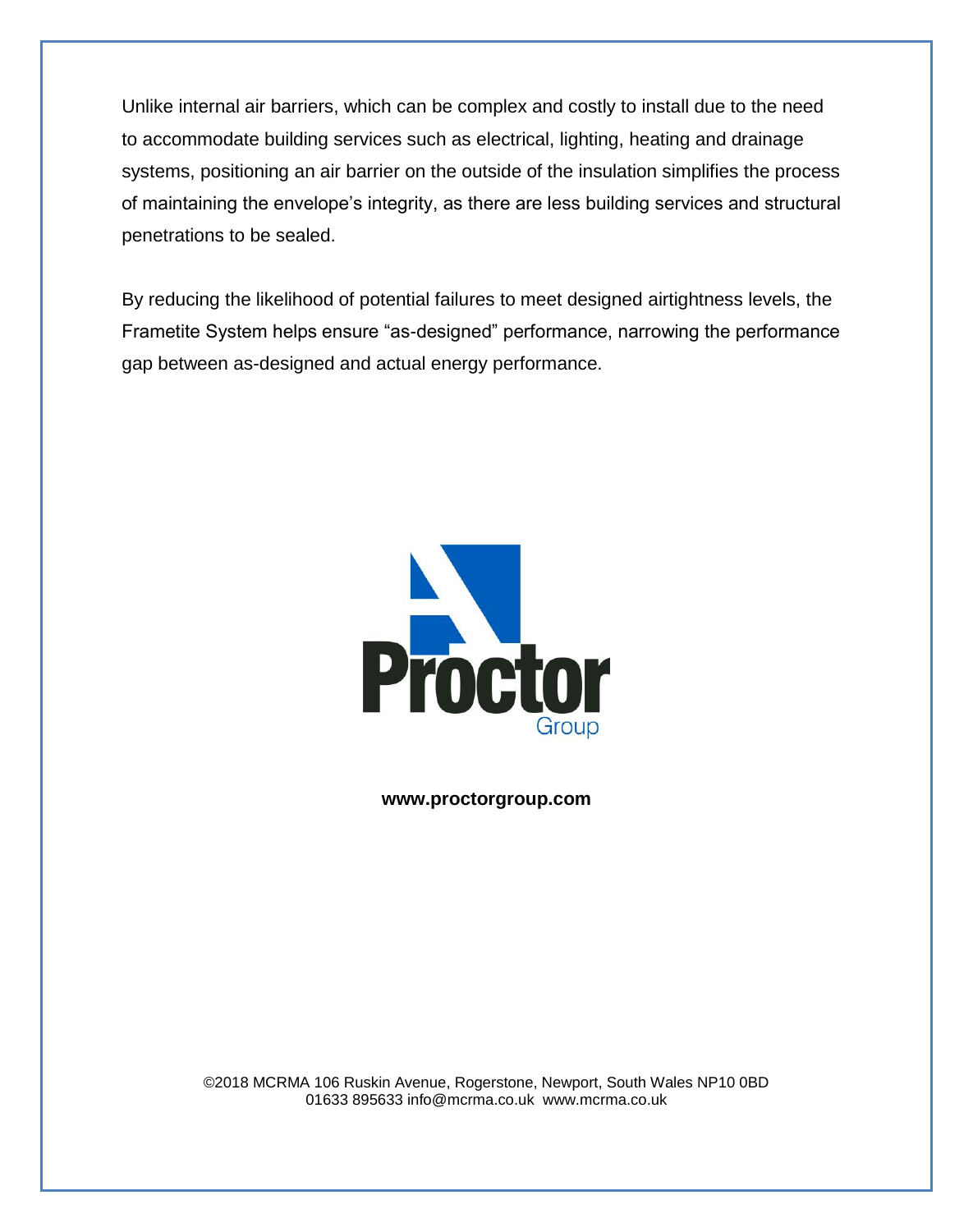Unlike internal air barriers, which can be complex and costly to install due to the need to accommodate building services such as electrical, lighting, heating and drainage systems, positioning an air barrier on the outside of the insulation simplifies the process of maintaining the envelope's integrity, as there are less building services and structural penetrations to be sealed.

By reducing the likelihood of potential failures to meet designed airtightness levels, the Frametite System helps ensure "as-designed" performance, narrowing the performance gap between as-designed and actual energy performance.

Proctor
Group

**www.proctorgroup.com**

©2018 MCRMA 106 Ruskin Avenue, Rogerstone, Newport, South Wales NP10 0BD
01633 895633 info@mcrma.co.uk www.mcrma.co.uk